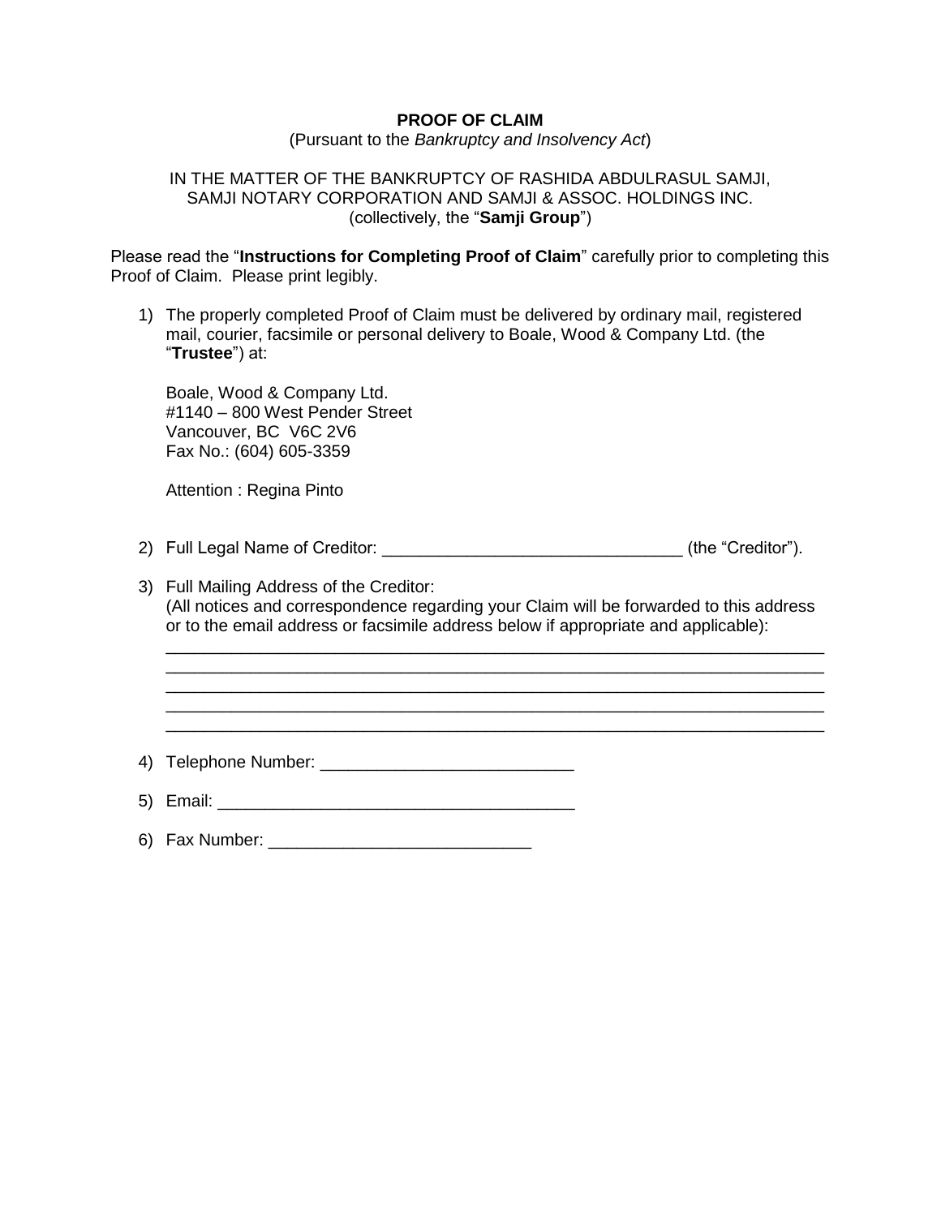**PROOF OF CLAIM**

(Pursuant to the *Bankruptcy and Insolvency Act*)

IN THE MATTER OF THE BANKRUPTCY OF RASHIDA ABDULRASUL SAMJI, SAMJI NOTARY CORPORATION AND SAMJI & ASSOC. HOLDINGS INC. (collectively, the "**Samji Group**")

Please read the "**Instructions for Completing Proof of Claim**" carefully prior to completing this Proof of Claim. Please print legibly.

1) The properly completed Proof of Claim must be delivered by ordinary mail, registered mail, courier, facsimile or personal delivery to Boale, Wood & Company Ltd. (the "**Trustee**") at:

   Boale, Wood & Company Ltd.
   #1140 – 800 West Pender Street
   Vancouver, BC V6C 2V6
   Fax No.: (604) 605-3359

   Attention : Regina Pinto

2) Full Legal Name of Creditor: ________________________________ (the "Creditor").

3) Full Mailing Address of the Creditor:
   (All notices and correspondence regarding your Claim will be forwarded to this address or to the email address or facsimile address below if appropriate and applicable):
   ________________________________________________________________________
   ________________________________________________________________________
   ________________________________________________________________________
   ________________________________________________________________________
   ________________________________________________________________________

4) Telephone Number: ___________________________

5) Email: ______________________________________

6) Fax Number: ____________________________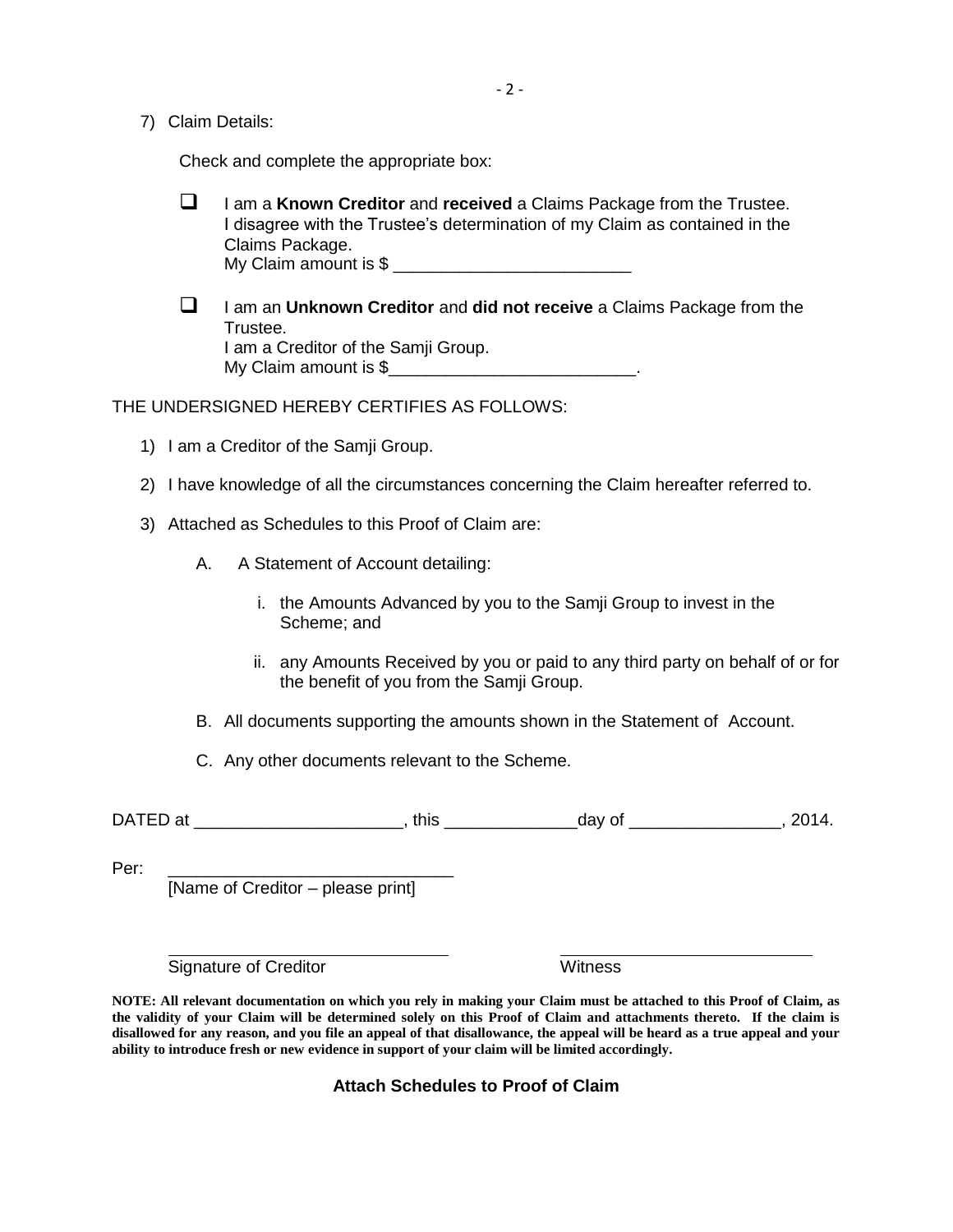7) Claim Details:

Check and complete the appropriate box:

- ☐ I am a **Known Creditor** and **received** a Claims Package from the Trustee. I disagree with the Trustee's determination of my Claim as contained in the Claims Package.
  My Claim amount is $ _________________________

- ☐ I am an **Unknown Creditor** and **did not receive** a Claims Package from the Trustee.
  I am a Creditor of the Samji Group.
  My Claim amount is $_________________________.

THE UNDERSIGNED HEREBY CERTIFIES AS FOLLOWS:

1) I am a Creditor of the Samji Group.

2) I have knowledge of all the circumstances concerning the Claim hereafter referred to.

3) Attached as Schedules to this Proof of Claim are:

   A. A Statement of Account detailing:

      i. the Amounts Advanced by you to the Samji Group to invest in the Scheme; and

      ii. any Amounts Received by you or paid to any third party on behalf of or for the benefit of you from the Samji Group.

   B. All documents supporting the amounts shown in the Statement of Account.

   C. Any other documents relevant to the Scheme.

DATED at _____________________, this _____________day of _______________, 2014.

Per: ______________________________
[Name of Creditor – please print]

______________________________ ______________________________
Signature of Creditor Witness

**NOTE: All relevant documentation on which you rely in making your Claim must be attached to this Proof of Claim, as the validity of your Claim will be determined solely on this Proof of Claim and attachments thereto. If the claim is disallowed for any reason, and you file an appeal of that disallowance, the appeal will be heard as a true appeal and your ability to introduce fresh or new evidence in support of your claim will be limited accordingly.**

**Attach Schedules to Proof of Claim**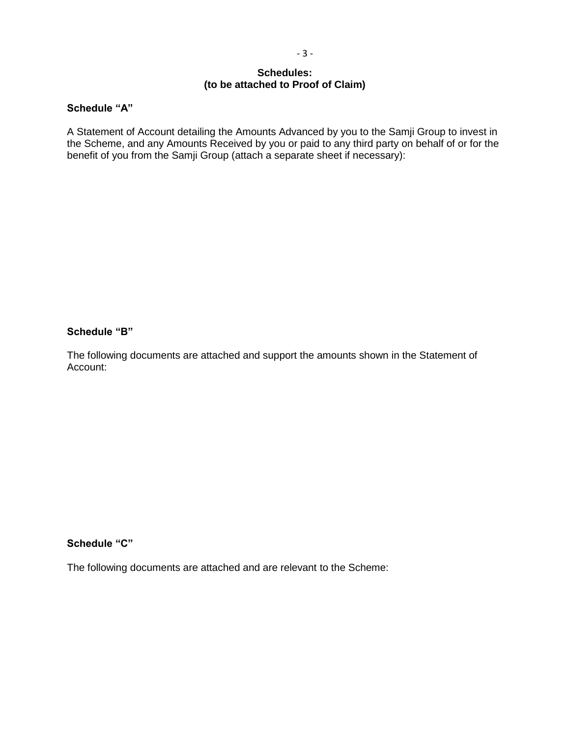**Schedules:**
**(to be attached to Proof of Claim)**

**Schedule "A"**

A Statement of Account detailing the Amounts Advanced by you to the Samji Group to invest in the Scheme, and any Amounts Received by you or paid to any third party on behalf of or for the benefit of you from the Samji Group (attach a separate sheet if necessary):

**Schedule "B"**

The following documents are attached and support the amounts shown in the Statement of Account:

**Schedule "C"**

The following documents are attached and are relevant to the Scheme: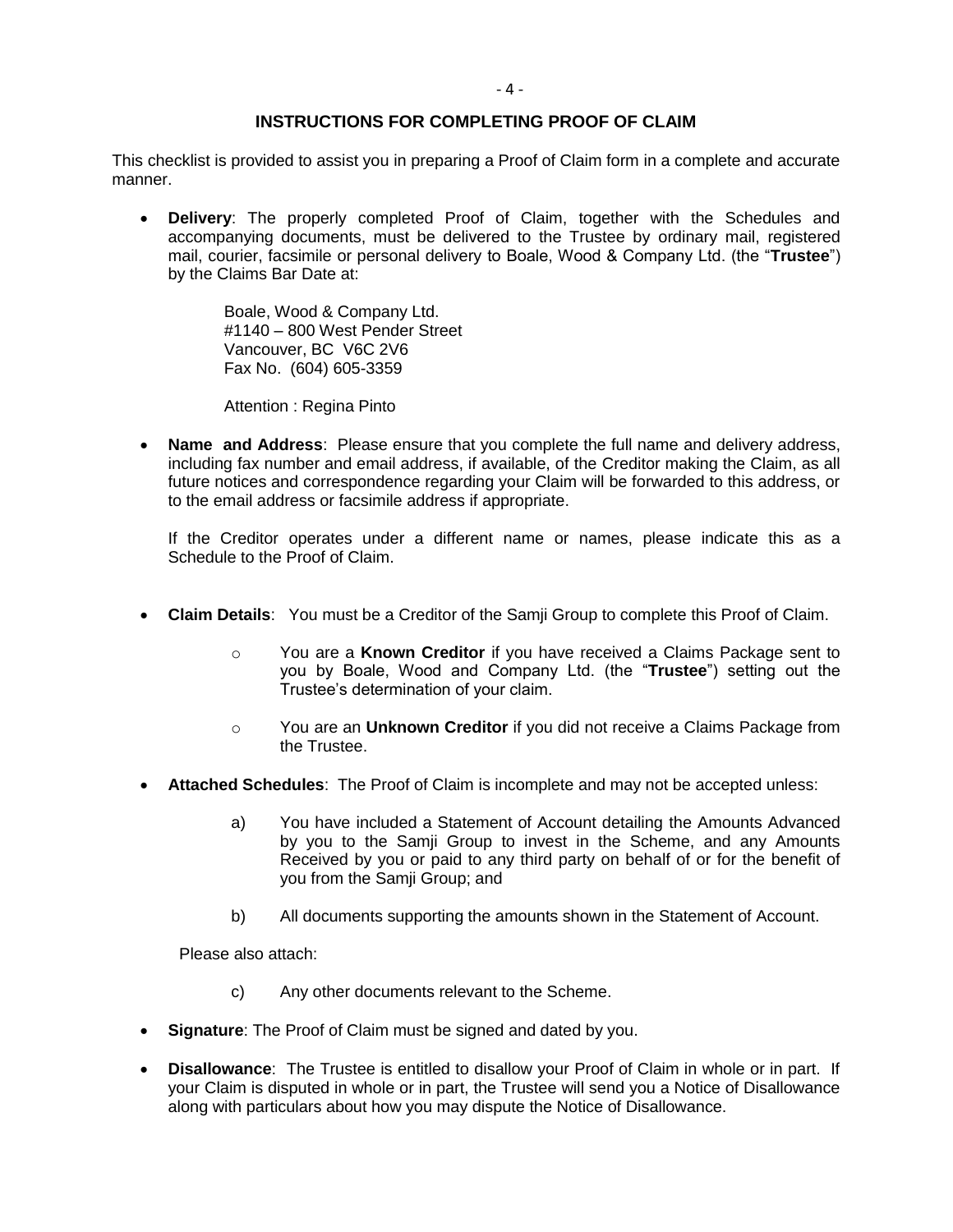## INSTRUCTIONS FOR COMPLETING PROOF OF CLAIM

This checklist is provided to assist you in preparing a Proof of Claim form in a complete and accurate manner.

- **Delivery**: The properly completed Proof of Claim, together with the Schedules and accompanying documents, must be delivered to the Trustee by ordinary mail, registered mail, courier, facsimile or personal delivery to Boale, Wood & Company Ltd. (the "**Trustee**") by the Claims Bar Date at:

  Boale, Wood & Company Ltd.
  #1140 – 800 West Pender Street
  Vancouver, BC V6C 2V6
  Fax No. (604) 605-3359

  Attention : Regina Pinto

- **Name and Address**: Please ensure that you complete the full name and delivery address, including fax number and email address, if available, of the Creditor making the Claim, as all future notices and correspondence regarding your Claim will be forwarded to this address, or to the email address or facsimile address if appropriate.

  If the Creditor operates under a different name or names, please indicate this as a Schedule to the Proof of Claim.

- **Claim Details**: You must be a Creditor of the Samji Group to complete this Proof of Claim.

  - You are a **Known Creditor** if you have received a Claims Package sent to you by Boale, Wood and Company Ltd. (the "**Trustee**") setting out the Trustee's determination of your claim.

  - You are an **Unknown Creditor** if you did not receive a Claims Package from the Trustee.

- **Attached Schedules**: The Proof of Claim is incomplete and may not be accepted unless:

  a) You have included a Statement of Account detailing the Amounts Advanced by you to the Samji Group to invest in the Scheme, and any Amounts Received by you or paid to any third party on behalf of or for the benefit of you from the Samji Group; and

  b) All documents supporting the amounts shown in the Statement of Account.

  Please also attach:

  c) Any other documents relevant to the Scheme.

- **Signature**: The Proof of Claim must be signed and dated by you.

- **Disallowance**: The Trustee is entitled to disallow your Proof of Claim in whole or in part. If your Claim is disputed in whole or in part, the Trustee will send you a Notice of Disallowance along with particulars about how you may dispute the Notice of Disallowance.